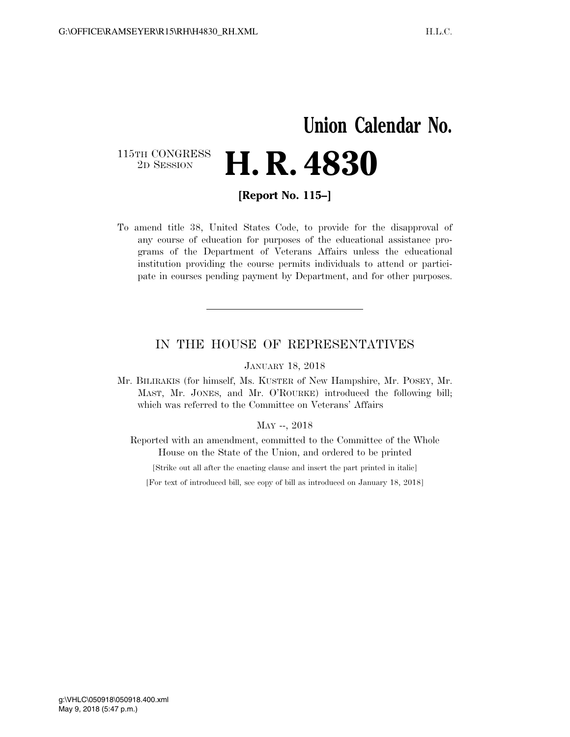# Union Calendar No.

115TH CONGRESS
2D SESSION

# H. R. 4830

**[Report No. 115–]**

To amend title 38, United States Code, to provide for the disapproval of any course of education for purposes of the educational assistance programs of the Department of Veterans Affairs unless the educational institution providing the course permits individuals to attend or participate in courses pending payment by Department, and for other purposes.

---

## IN THE HOUSE OF REPRESENTATIVES

JANUARY 18, 2018

Mr. BILIRAKIS (for himself, Ms. KUSTER of New Hampshire, Mr. POSEY, Mr. MAST, Mr. JONES, and Mr. O'ROURKE) introduced the following bill; which was referred to the Committee on Veterans' Affairs

MAY --, 2018

Reported with an amendment, committed to the Committee of the Whole House on the State of the Union, and ordered to be printed

[Strike out all after the enacting clause and insert the part printed in italic]

[For text of introduced bill, see copy of bill as introduced on January 18, 2018]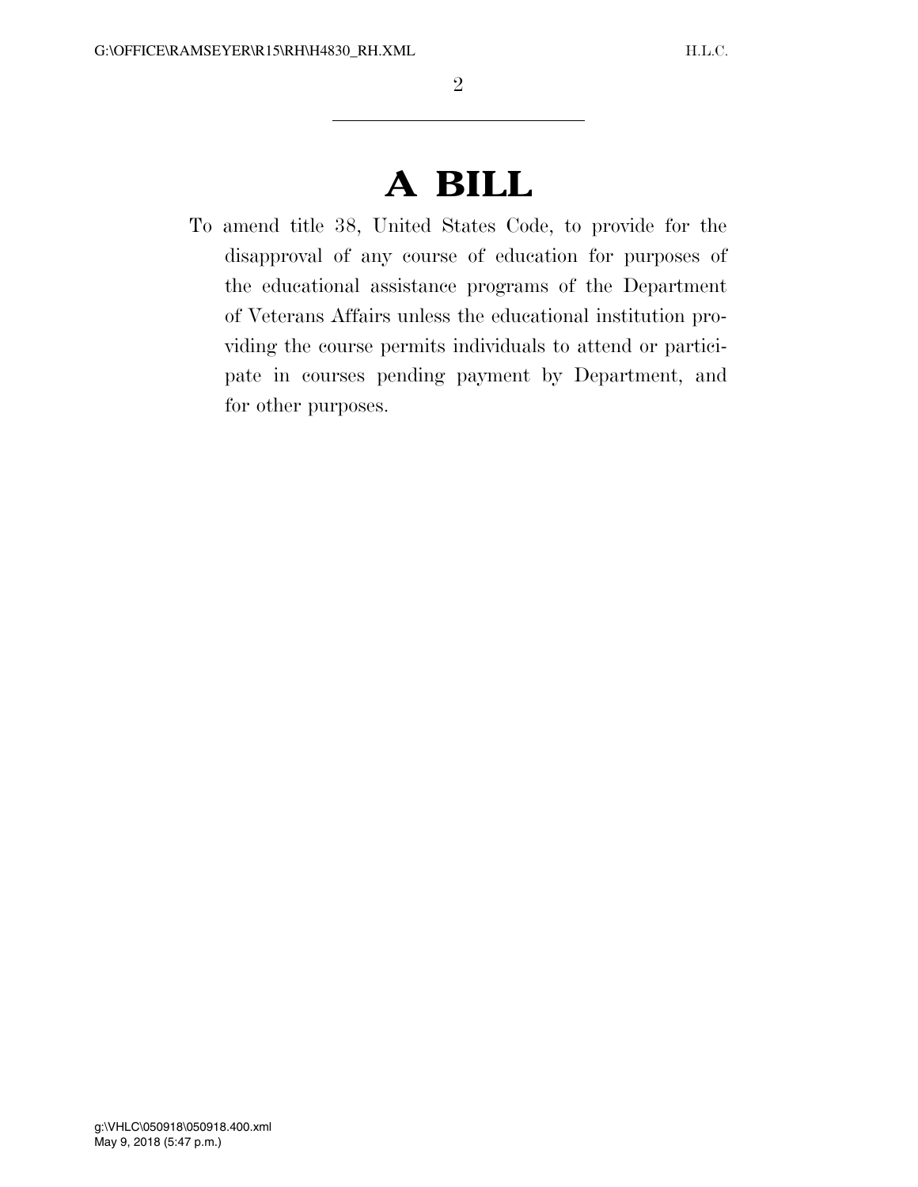# A BILL

To amend title 38, United States Code, to provide for the disapproval of any course of education for purposes of the educational assistance programs of the Department of Veterans Affairs unless the educational institution providing the course permits individuals to attend or participate in courses pending payment by Department, and for other purposes.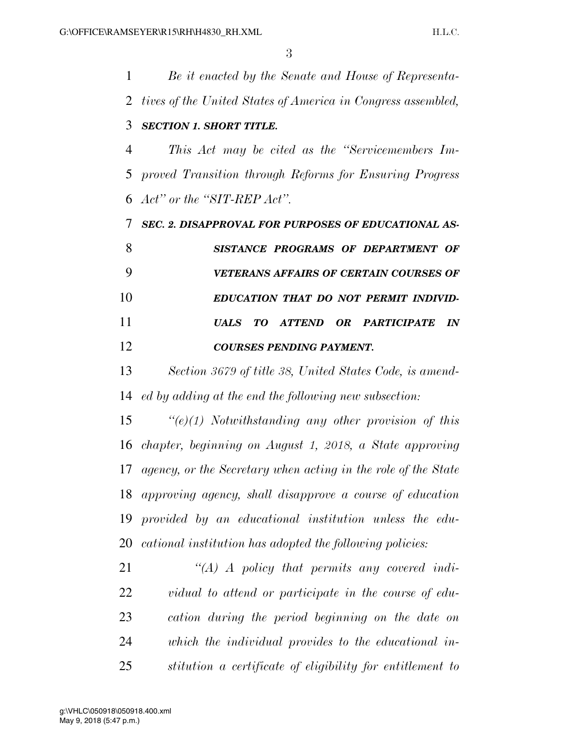*Be it enacted by the Senate and House of Representatives of the United States of America in Congress assembled,*

***SECTION 1. SHORT TITLE.***

*This Act may be cited as the "Servicemembers Improved Transition through Reforms for Ensuring Progress Act" or the "SIT-REP Act".*

***SEC. 2. DISAPPROVAL FOR PURPOSES OF EDUCATIONAL ASSISTANCE PROGRAMS OF DEPARTMENT OF VETERANS AFFAIRS OF CERTAIN COURSES OF EDUCATION THAT DO NOT PERMIT INDIVIDUALS TO ATTEND OR PARTICIPATE IN COURSES PENDING PAYMENT.***

*Section 3679 of title 38, United States Code, is amended by adding at the end the following new subsection:*

*"(e)(1) Notwithstanding any other provision of this chapter, beginning on August 1, 2018, a State approving agency, or the Secretary when acting in the role of the State approving agency, shall disapprove a course of education provided by an educational institution unless the educational institution has adopted the following policies:*

*"(A) A policy that permits any covered individual to attend or participate in the course of education during the period beginning on the date on which the individual provides to the educational institution a certificate of eligibility for entitlement to*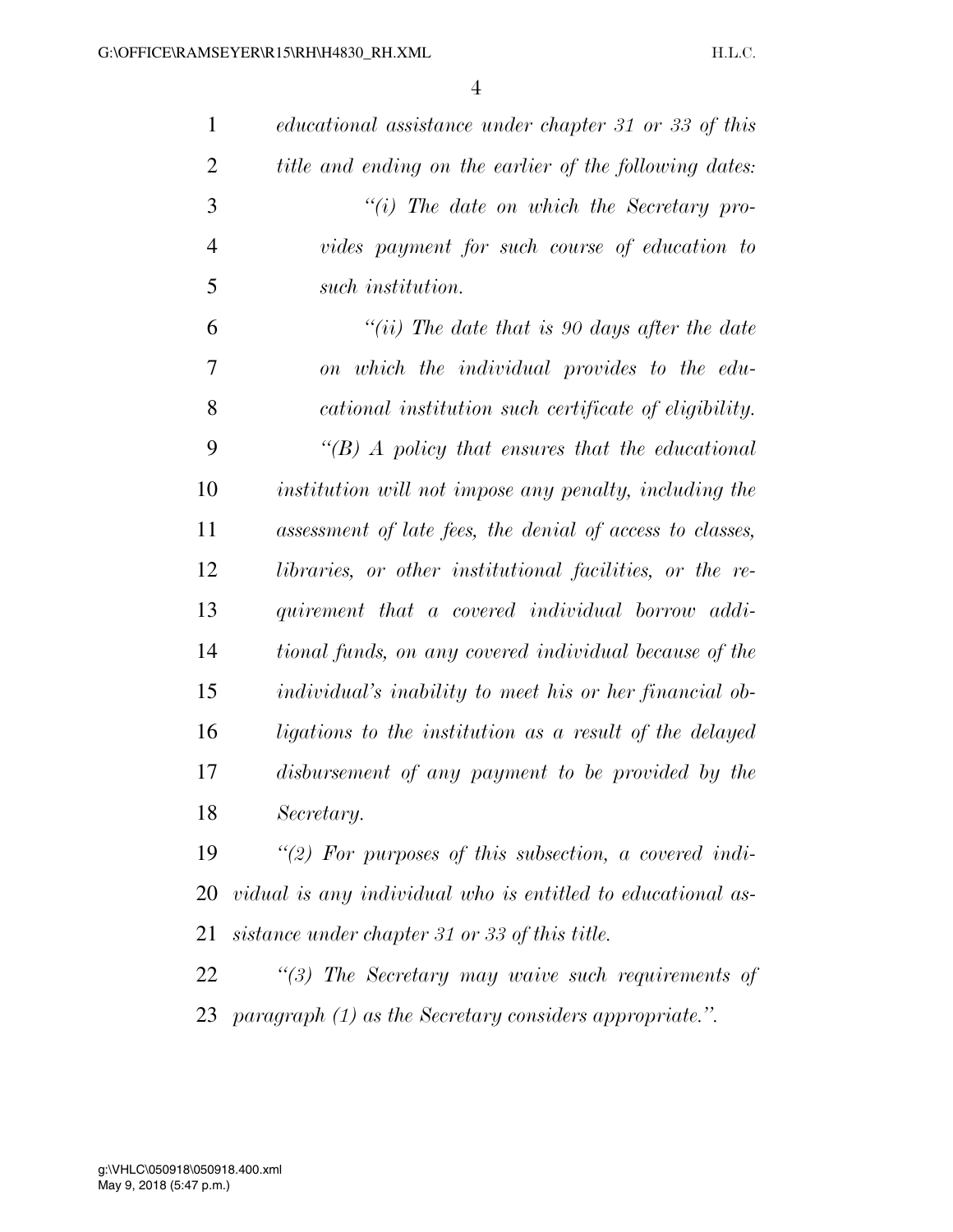*educational assistance under chapter 31 or 33 of this title and ending on the earlier of the following dates:*

*"(i) The date on which the Secretary provides payment for such course of education to such institution.*

*"(ii) The date that is 90 days after the date on which the individual provides to the educational institution such certificate of eligibility.*

*"(B) A policy that ensures that the educational institution will not impose any penalty, including the assessment of late fees, the denial of access to classes, libraries, or other institutional facilities, or the requirement that a covered individual borrow additional funds, on any covered individual because of the individual's inability to meet his or her financial obligations to the institution as a result of the delayed disbursement of any payment to be provided by the Secretary.*

*"(2) For purposes of this subsection, a covered individual is any individual who is entitled to educational assistance under chapter 31 or 33 of this title.*

*"(3) The Secretary may waive such requirements of paragraph (1) as the Secretary considers appropriate.".*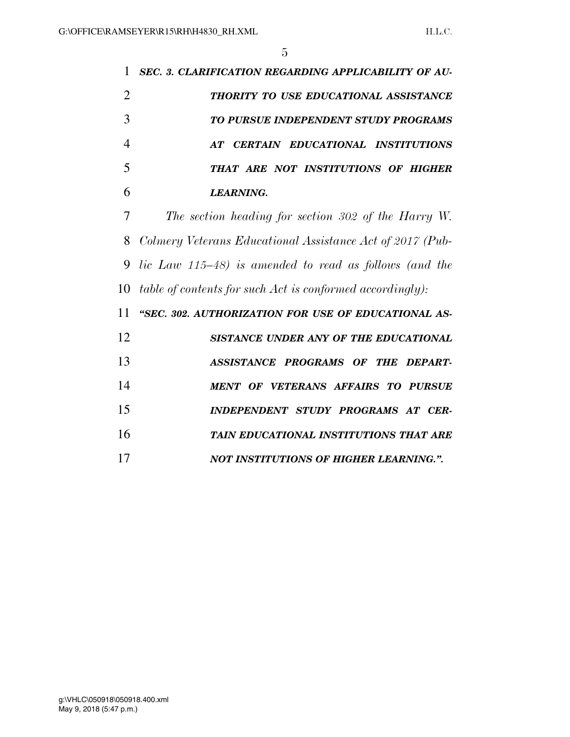***SEC. 3. CLARIFICATION REGARDING APPLICABILITY OF AUTHORITY TO USE EDUCATIONAL ASSISTANCE TO PURSUE INDEPENDENT STUDY PROGRAMS AT CERTAIN EDUCATIONAL INSTITUTIONS THAT ARE NOT INSTITUTIONS OF HIGHER LEARNING.***

*The section heading for section 302 of the Harry W. Colmery Veterans Educational Assistance Act of 2017 (Public Law 115–48) is amended to read as follows (and the table of contents for such Act is conformed accordingly):*

***"SEC. 302. AUTHORIZATION FOR USE OF EDUCATIONAL ASSISTANCE UNDER ANY OF THE EDUCATIONAL ASSISTANCE PROGRAMS OF THE DEPARTMENT OF VETERANS AFFAIRS TO PURSUE INDEPENDENT STUDY PROGRAMS AT CERTAIN EDUCATIONAL INSTITUTIONS THAT ARE NOT INSTITUTIONS OF HIGHER LEARNING.".***